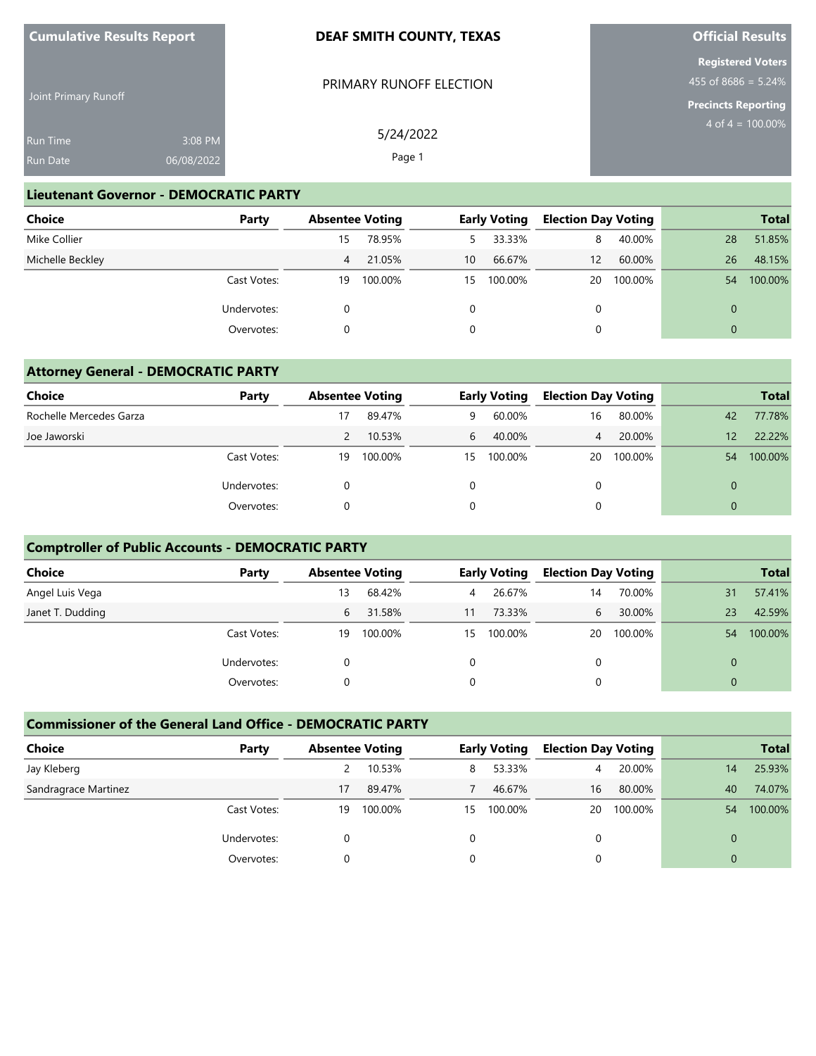**Cumulative Results Report**

Joint Primary Runoff

Run Time 3:08 PM
Run Date 06/08/2022

# DEAF SMITH COUNTY, TEXAS

PRIMARY RUNOFF ELECTION

5/24/2022

**Official Results**

**Registered Voters**
455 of 8686 = 5.24%

**Precincts Reporting**
4 of 4 = 100.00%

## Lieutenant Governor - DEMOCRATIC PARTY

| Choice | Party | Absentee Voting | | Early Voting | | Election Day Voting | | Total | |
|---|---|---|---|---|---|---|---|---|---|
| Mike Collier | | 15 | 78.95% | 5 | 33.33% | 8 | 40.00% | 28 | 51.85% |
| Michelle Beckley | | 4 | 21.05% | 10 | 66.67% | 12 | 60.00% | 26 | 48.15% |
| | Cast Votes: | 19 | 100.00% | 15 | 100.00% | 20 | 100.00% | 54 | 100.00% |
| | Undervotes: | 0 | | 0 | | 0 | | 0 | |
| | Overvotes: | 0 | | 0 | | 0 | | 0 | |

## Attorney General - DEMOCRATIC PARTY

| Choice | Party | Absentee Voting | | Early Voting | | Election Day Voting | | Total | |
|---|---|---|---|---|---|---|---|---|---|
| Rochelle Mercedes Garza | | 17 | 89.47% | 9 | 60.00% | 16 | 80.00% | 42 | 77.78% |
| Joe Jaworski | | 2 | 10.53% | 6 | 40.00% | 4 | 20.00% | 12 | 22.22% |
| | Cast Votes: | 19 | 100.00% | 15 | 100.00% | 20 | 100.00% | 54 | 100.00% |
| | Undervotes: | 0 | | 0 | | 0 | | 0 | |
| | Overvotes: | 0 | | 0 | | 0 | | 0 | |

## Comptroller of Public Accounts - DEMOCRATIC PARTY

| Choice | Party | Absentee Voting | | Early Voting | | Election Day Voting | | Total | |
|---|---|---|---|---|---|---|---|---|---|
| Angel Luis Vega | | 13 | 68.42% | 4 | 26.67% | 14 | 70.00% | 31 | 57.41% |
| Janet T. Dudding | | 6 | 31.58% | 11 | 73.33% | 6 | 30.00% | 23 | 42.59% |
| | Cast Votes: | 19 | 100.00% | 15 | 100.00% | 20 | 100.00% | 54 | 100.00% |
| | Undervotes: | 0 | | 0 | | 0 | | 0 | |
| | Overvotes: | 0 | | 0 | | 0 | | 0 | |

## Commissioner of the General Land Office - DEMOCRATIC PARTY

| Choice | Party | Absentee Voting | | Early Voting | | Election Day Voting | | Total | |
|---|---|---|---|---|---|---|---|---|---|
| Jay Kleberg | | 2 | 10.53% | 8 | 53.33% | 4 | 20.00% | 14 | 25.93% |
| Sandragrace Martinez | | 17 | 89.47% | 7 | 46.67% | 16 | 80.00% | 40 | 74.07% |
| | Cast Votes: | 19 | 100.00% | 15 | 100.00% | 20 | 100.00% | 54 | 100.00% |
| | Undervotes: | 0 | | 0 | | 0 | | 0 | |
| | Overvotes: | 0 | | 0 | | 0 | | 0 | |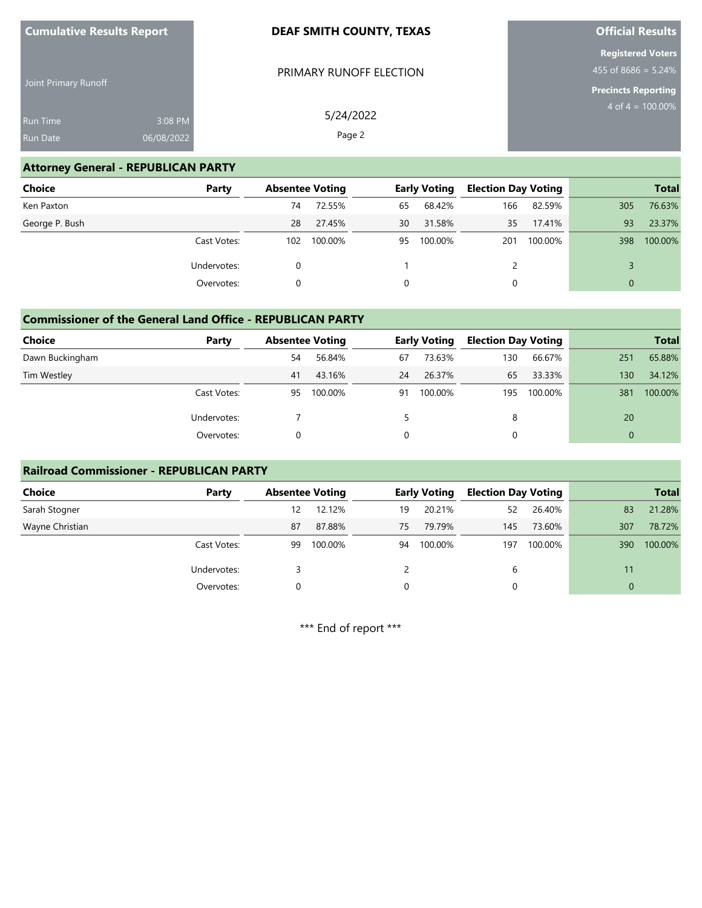Cumulative Results Report

Joint Primary Runoff

Run Time 3:08 PM
Run Date 06/08/2022

**DEAF SMITH COUNTY, TEXAS**

PRIMARY RUNOFF ELECTION

5/24/2022

**Official Results**

**Registered Voters**
455 of 8686 = 5.24%

**Precincts Reporting**
4 of 4 = 100.00%

## Attorney General - REPUBLICAN PARTY

| Choice | Party | Absentee Voting | | Early Voting | | Election Day Voting | | Total | |
|---|---|---|---|---|---|---|---|---|---|
| Ken Paxton | | 74 | 72.55% | 65 | 68.42% | 166 | 82.59% | 305 | 76.63% |
| George P. Bush | | 28 | 27.45% | 30 | 31.58% | 35 | 17.41% | 93 | 23.37% |
| | Cast Votes: | 102 | 100.00% | 95 | 100.00% | 201 | 100.00% | 398 | 100.00% |
| | Undervotes: | 0 | | 1 | | 2 | | 3 | |
| | Overvotes: | 0 | | 0 | | 0 | | 0 | |

## Commissioner of the General Land Office - REPUBLICAN PARTY

| Choice | Party | Absentee Voting | | Early Voting | | Election Day Voting | | Total | |
|---|---|---|---|---|---|---|---|---|---|
| Dawn Buckingham | | 54 | 56.84% | 67 | 73.63% | 130 | 66.67% | 251 | 65.88% |
| Tim Westley | | 41 | 43.16% | 24 | 26.37% | 65 | 33.33% | 130 | 34.12% |
| | Cast Votes: | 95 | 100.00% | 91 | 100.00% | 195 | 100.00% | 381 | 100.00% |
| | Undervotes: | 7 | | 5 | | 8 | | 20 | |
| | Overvotes: | 0 | | 0 | | 0 | | 0 | |

## Railroad Commissioner - REPUBLICAN PARTY

| Choice | Party | Absentee Voting | | Early Voting | | Election Day Voting | | Total | |
|---|---|---|---|---|---|---|---|---|---|
| Sarah Stogner | | 12 | 12.12% | 19 | 20.21% | 52 | 26.40% | 83 | 21.28% |
| Wayne Christian | | 87 | 87.88% | 75 | 79.79% | 145 | 73.60% | 307 | 78.72% |
| | Cast Votes: | 99 | 100.00% | 94 | 100.00% | 197 | 100.00% | 390 | 100.00% |
| | Undervotes: | 3 | | 2 | | 6 | | 11 | |
| | Overvotes: | 0 | | 0 | | 0 | | 0 | |

*** End of report ***